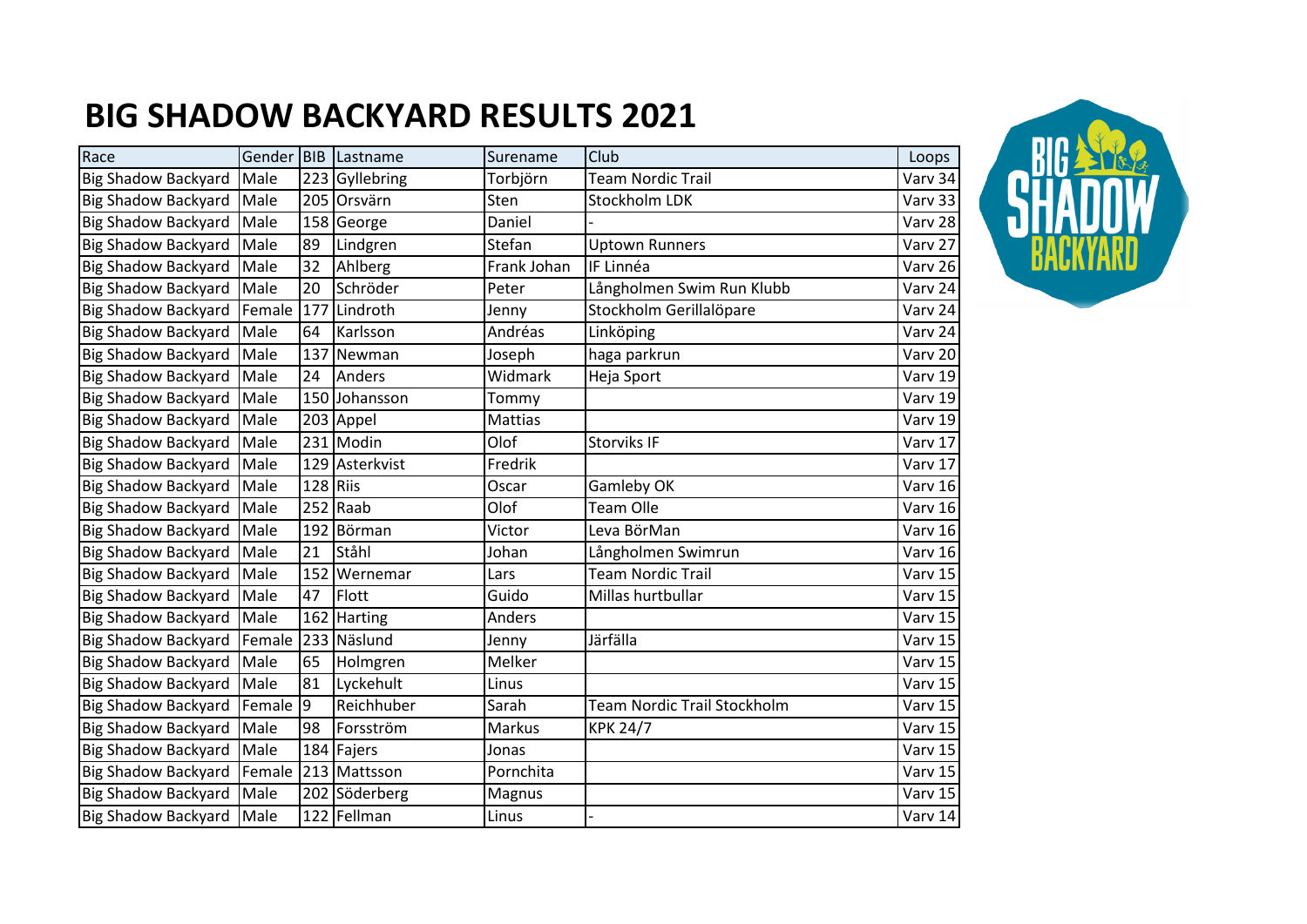# BIG SHADOW BACKYARD RESULTS 2021

| Race | Gender | BIB | Lastname | Surename | Club | Loops |
|---|---|---|---|---|---|---|
| Big Shadow Backyard | Male | 223 | Gyllebring | Torbjörn | Team Nordic Trail | Varv 34 |
| Big Shadow Backyard | Male | 205 | Orsvärn | Sten | Stockholm LDK | Varv 33 |
| Big Shadow Backyard | Male | 158 | George | Daniel | - | Varv 28 |
| Big Shadow Backyard | Male | 89 | Lindgren | Stefan | Uptown Runners | Varv 27 |
| Big Shadow Backyard | Male | 32 | Ahlberg | Frank Johan | IF Linnéa | Varv 26 |
| Big Shadow Backyard | Male | 20 | Schröder | Peter | Långholmen Swim Run Klubb | Varv 24 |
| Big Shadow Backyard | Female | 177 | Lindroth | Jenny | Stockholm Gerillalöpare | Varv 24 |
| Big Shadow Backyard | Male | 64 | Karlsson | Andréas | Linköping | Varv 24 |
| Big Shadow Backyard | Male | 137 | Newman | Joseph | haga parkrun | Varv 20 |
| Big Shadow Backyard | Male | 24 | Anders | Widmark | Heja Sport | Varv 19 |
| Big Shadow Backyard | Male | 150 | Johansson | Tommy | | Varv 19 |
| Big Shadow Backyard | Male | 203 | Appel | Mattias | | Varv 19 |
| Big Shadow Backyard | Male | 231 | Modin | Olof | Storviks IF | Varv 17 |
| Big Shadow Backyard | Male | 129 | Asterkvist | Fredrik | | Varv 17 |
| Big Shadow Backyard | Male | 128 | Riis | Oscar | Gamleby OK | Varv 16 |
| Big Shadow Backyard | Male | 252 | Raab | Olof | Team Olle | Varv 16 |
| Big Shadow Backyard | Male | 192 | Börman | Victor | Leva BörMan | Varv 16 |
| Big Shadow Backyard | Male | 21 | Ståhl | Johan | Långholmen Swimrun | Varv 16 |
| Big Shadow Backyard | Male | 152 | Wernemar | Lars | Team Nordic Trail | Varv 15 |
| Big Shadow Backyard | Male | 47 | Flott | Guido | Millas hurtbullar | Varv 15 |
| Big Shadow Backyard | Male | 162 | Harting | Anders | | Varv 15 |
| Big Shadow Backyard | Female | 233 | Näslund | Jenny | Järfälla | Varv 15 |
| Big Shadow Backyard | Male | 65 | Holmgren | Melker | | Varv 15 |
| Big Shadow Backyard | Male | 81 | Lyckehult | Linus | | Varv 15 |
| Big Shadow Backyard | Female | 9 | Reichhuber | Sarah | Team Nordic Trail Stockholm | Varv 15 |
| Big Shadow Backyard | Male | 98 | Forsström | Markus | KPK 24/7 | Varv 15 |
| Big Shadow Backyard | Male | 184 | Fajers | Jonas | | Varv 15 |
| Big Shadow Backyard | Female | 213 | Mattsson | Pornchita | | Varv 15 |
| Big Shadow Backyard | Male | 202 | Söderberg | Magnus | | Varv 15 |
| Big Shadow Backyard | Male | 122 | Fellman | Linus | - | Varv 14 |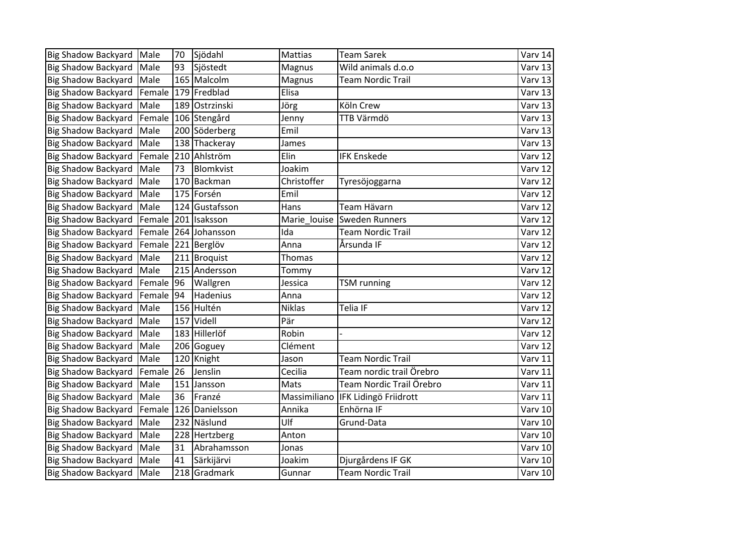| Big Shadow Backyard | Male | 70 | Sjödahl | Mattias | Team Sarek | Varv 14 |
|---|---|---|---|---|---|---|
| Big Shadow Backyard | Male | 93 | Sjöstedt | Magnus | Wild animals d.o.o | Varv 13 |
| Big Shadow Backyard | Male | 165 | Malcolm | Magnus | Team Nordic Trail | Varv 13 |
| Big Shadow Backyard | Female | 179 | Fredblad | Elisa | | Varv 13 |
| Big Shadow Backyard | Male | 189 | Ostrzinski | Jörg | Köln Crew | Varv 13 |
| Big Shadow Backyard | Female | 106 | Stengård | Jenny | TTB Värmdö | Varv 13 |
| Big Shadow Backyard | Male | 200 | Söderberg | Emil | | Varv 13 |
| Big Shadow Backyard | Male | 138 | Thackeray | James | | Varv 13 |
| Big Shadow Backyard | Female | 210 | Ahlström | Elin | IFK Enskede | Varv 12 |
| Big Shadow Backyard | Male | 73 | Blomkvist | Joakim | | Varv 12 |
| Big Shadow Backyard | Male | 170 | Backman | Christoffer | Tyresöjoggarna | Varv 12 |
| Big Shadow Backyard | Male | 175 | Forsén | Emil | | Varv 12 |
| Big Shadow Backyard | Male | 124 | Gustafsson | Hans | Team Hävarn | Varv 12 |
| Big Shadow Backyard | Female | 201 | Isaksson | Marie_louise | Sweden Runners | Varv 12 |
| Big Shadow Backyard | Female | 264 | Johansson | Ida | Team Nordic Trail | Varv 12 |
| Big Shadow Backyard | Female | 221 | Berglöv | Anna | Årsunda IF | Varv 12 |
| Big Shadow Backyard | Male | 211 | Broquist | Thomas | | Varv 12 |
| Big Shadow Backyard | Male | 215 | Andersson | Tommy | | Varv 12 |
| Big Shadow Backyard | Female | 96 | Wallgren | Jessica | TSM running | Varv 12 |
| Big Shadow Backyard | Female | 94 | Hadenius | Anna | | Varv 12 |
| Big Shadow Backyard | Male | 156 | Hultén | Niklas | Telia IF | Varv 12 |
| Big Shadow Backyard | Male | 157 | Videll | Pär | | Varv 12 |
| Big Shadow Backyard | Male | 183 | Hillerlöf | Robin | - | Varv 12 |
| Big Shadow Backyard | Male | 206 | Goguey | Clément | | Varv 12 |
| Big Shadow Backyard | Male | 120 | Knight | Jason | Team Nordic Trail | Varv 11 |
| Big Shadow Backyard | Female | 26 | Jenslin | Cecilia | Team nordic trail Örebro | Varv 11 |
| Big Shadow Backyard | Male | 151 | Jansson | Mats | Team Nordic Trail Örebro | Varv 11 |
| Big Shadow Backyard | Male | 36 | Franzé | Massimiliano | IFK Lidingö Friidrott | Varv 11 |
| Big Shadow Backyard | Female | 126 | Danielsson | Annika | Enhörna IF | Varv 10 |
| Big Shadow Backyard | Male | 232 | Näslund | Ulf | Grund-Data | Varv 10 |
| Big Shadow Backyard | Male | 228 | Hertzberg | Anton | | Varv 10 |
| Big Shadow Backyard | Male | 31 | Abrahamsson | Jonas | | Varv 10 |
| Big Shadow Backyard | Male | 41 | Särkijärvi | Joakim | Djurgårdens IF GK | Varv 10 |
| Big Shadow Backyard | Male | 218 | Gradmark | Gunnar | Team Nordic Trail | Varv 10 |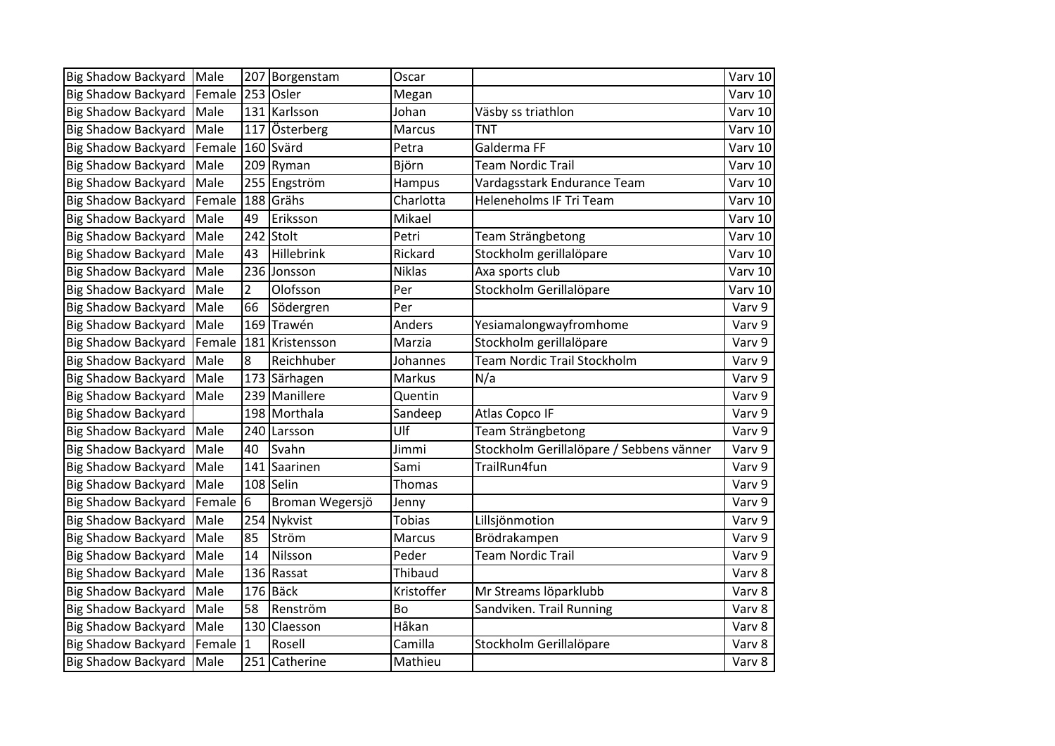| | | | | | | |
|---|---|---|---|---|---|---|
| Big Shadow Backyard | Male | 207 | Borgenstam | Oscar | | Varv 10 |
| Big Shadow Backyard | Female | 253 | Osler | Megan | | Varv 10 |
| Big Shadow Backyard | Male | 131 | Karlsson | Johan | Väsby ss triathlon | Varv 10 |
| Big Shadow Backyard | Male | 117 | Österberg | Marcus | TNT | Varv 10 |
| Big Shadow Backyard | Female | 160 | Svärd | Petra | Galderma FF | Varv 10 |
| Big Shadow Backyard | Male | 209 | Ryman | Björn | Team Nordic Trail | Varv 10 |
| Big Shadow Backyard | Male | 255 | Engström | Hampus | Vardagsstark Endurance Team | Varv 10 |
| Big Shadow Backyard | Female | 188 | Grähs | Charlotta | Heleneholms IF Tri Team | Varv 10 |
| Big Shadow Backyard | Male | 49 | Eriksson | Mikael | | Varv 10 |
| Big Shadow Backyard | Male | 242 | Stolt | Petri | Team Strängbetong | Varv 10 |
| Big Shadow Backyard | Male | 43 | Hillebrink | Rickard | Stockholm gerillalöpare | Varv 10 |
| Big Shadow Backyard | Male | 236 | Jonsson | Niklas | Axa sports club | Varv 10 |
| Big Shadow Backyard | Male | 2 | Olofsson | Per | Stockholm Gerillalöpare | Varv 10 |
| Big Shadow Backyard | Male | 66 | Södergren | Per | | Varv 9 |
| Big Shadow Backyard | Male | 169 | Trawén | Anders | Yesiamalongwayfromhome | Varv 9 |
| Big Shadow Backyard | Female | 181 | Kristensson | Marzia | Stockholm gerillalöpare | Varv 9 |
| Big Shadow Backyard | Male | 8 | Reichhuber | Johannes | Team Nordic Trail Stockholm | Varv 9 |
| Big Shadow Backyard | Male | 173 | Särhagen | Markus | N/a | Varv 9 |
| Big Shadow Backyard | Male | 239 | Manillere | Quentin | | Varv 9 |
| Big Shadow Backyard | | 198 | Morthala | Sandeep | Atlas Copco IF | Varv 9 |
| Big Shadow Backyard | Male | 240 | Larsson | Ulf | Team Strängbetong | Varv 9 |
| Big Shadow Backyard | Male | 40 | Svahn | Jimmi | Stockholm Gerillalöpare / Sebbens vänner | Varv 9 |
| Big Shadow Backyard | Male | 141 | Saarinen | Sami | TrailRun4fun | Varv 9 |
| Big Shadow Backyard | Male | 108 | Selin | Thomas | | Varv 9 |
| Big Shadow Backyard | Female | 6 | Broman Wegersjö | Jenny | | Varv 9 |
| Big Shadow Backyard | Male | 254 | Nykvist | Tobias | Lillsjönmotion | Varv 9 |
| Big Shadow Backyard | Male | 85 | Ström | Marcus | Brödrakampen | Varv 9 |
| Big Shadow Backyard | Male | 14 | Nilsson | Peder | Team Nordic Trail | Varv 9 |
| Big Shadow Backyard | Male | 136 | Rassat | Thibaud | | Varv 8 |
| Big Shadow Backyard | Male | 176 | Bäck | Kristoffer | Mr Streams löparklubb | Varv 8 |
| Big Shadow Backyard | Male | 58 | Renström | Bo | Sandviken. Trail Running | Varv 8 |
| Big Shadow Backyard | Male | 130 | Claesson | Håkan | | Varv 8 |
| Big Shadow Backyard | Female | 1 | Rosell | Camilla | Stockholm Gerillalöpare | Varv 8 |
| Big Shadow Backyard | Male | 251 | Catherine | Mathieu | | Varv 8 |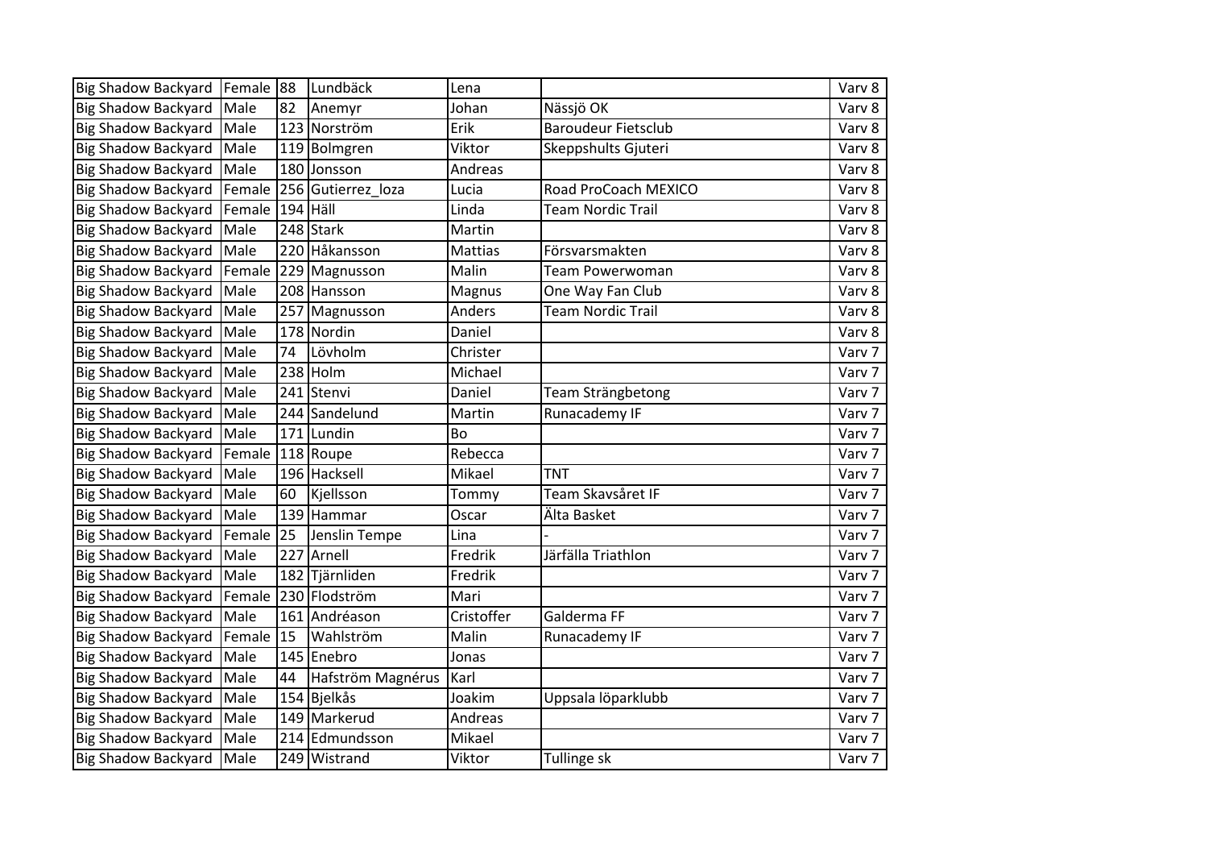| | | | | | | |
|---|---|---|---|---|---|---|
| Big Shadow Backyard | Female | 88 | Lundbäck | Lena | | Varv 8 |
| Big Shadow Backyard | Male | 82 | Anemyr | Johan | Nässjö OK | Varv 8 |
| Big Shadow Backyard | Male | 123 | Norström | Erik | Baroudeur Fietsclub | Varv 8 |
| Big Shadow Backyard | Male | 119 | Bolmgren | Viktor | Skeppshults Gjuteri | Varv 8 |
| Big Shadow Backyard | Male | 180 | Jonsson | Andreas | | Varv 8 |
| Big Shadow Backyard | Female | 256 | Gutierrez_loza | Lucia | Road ProCoach MEXICO | Varv 8 |
| Big Shadow Backyard | Female | 194 | Häll | Linda | Team Nordic Trail | Varv 8 |
| Big Shadow Backyard | Male | 248 | Stark | Martin | | Varv 8 |
| Big Shadow Backyard | Male | 220 | Håkansson | Mattias | Försvarsmakten | Varv 8 |
| Big Shadow Backyard | Female | 229 | Magnusson | Malin | Team Powerwoman | Varv 8 |
| Big Shadow Backyard | Male | 208 | Hansson | Magnus | One Way Fan Club | Varv 8 |
| Big Shadow Backyard | Male | 257 | Magnusson | Anders | Team Nordic Trail | Varv 8 |
| Big Shadow Backyard | Male | 178 | Nordin | Daniel | | Varv 8 |
| Big Shadow Backyard | Male | 74 | Lövholm | Christer | | Varv 7 |
| Big Shadow Backyard | Male | 238 | Holm | Michael | | Varv 7 |
| Big Shadow Backyard | Male | 241 | Stenvi | Daniel | Team Strängbetong | Varv 7 |
| Big Shadow Backyard | Male | 244 | Sandelund | Martin | Runacademy IF | Varv 7 |
| Big Shadow Backyard | Male | 171 | Lundin | Bo | | Varv 7 |
| Big Shadow Backyard | Female | 118 | Roupe | Rebecca | | Varv 7 |
| Big Shadow Backyard | Male | 196 | Hacksell | Mikael | TNT | Varv 7 |
| Big Shadow Backyard | Male | 60 | Kjellsson | Tommy | Team Skavsåret IF | Varv 7 |
| Big Shadow Backyard | Male | 139 | Hammar | Oscar | Älta Basket | Varv 7 |
| Big Shadow Backyard | Female | 25 | Jenslin Tempe | Lina | - | Varv 7 |
| Big Shadow Backyard | Male | 227 | Arnell | Fredrik | Järfälla Triathlon | Varv 7 |
| Big Shadow Backyard | Male | 182 | Tjärnliden | Fredrik | | Varv 7 |
| Big Shadow Backyard | Female | 230 | Flodström | Mari | | Varv 7 |
| Big Shadow Backyard | Male | 161 | Andréason | Cristoffer | Galderma FF | Varv 7 |
| Big Shadow Backyard | Female | 15 | Wahlström | Malin | Runacademy IF | Varv 7 |
| Big Shadow Backyard | Male | 145 | Enebro | Jonas | | Varv 7 |
| Big Shadow Backyard | Male | 44 | Hafström Magnérus | Karl | | Varv 7 |
| Big Shadow Backyard | Male | 154 | Bjelkås | Joakim | Uppsala löparklubb | Varv 7 |
| Big Shadow Backyard | Male | 149 | Markerud | Andreas | | Varv 7 |
| Big Shadow Backyard | Male | 214 | Edmundsson | Mikael | | Varv 7 |
| Big Shadow Backyard | Male | 249 | Wistrand | Viktor | Tullinge sk | Varv 7 |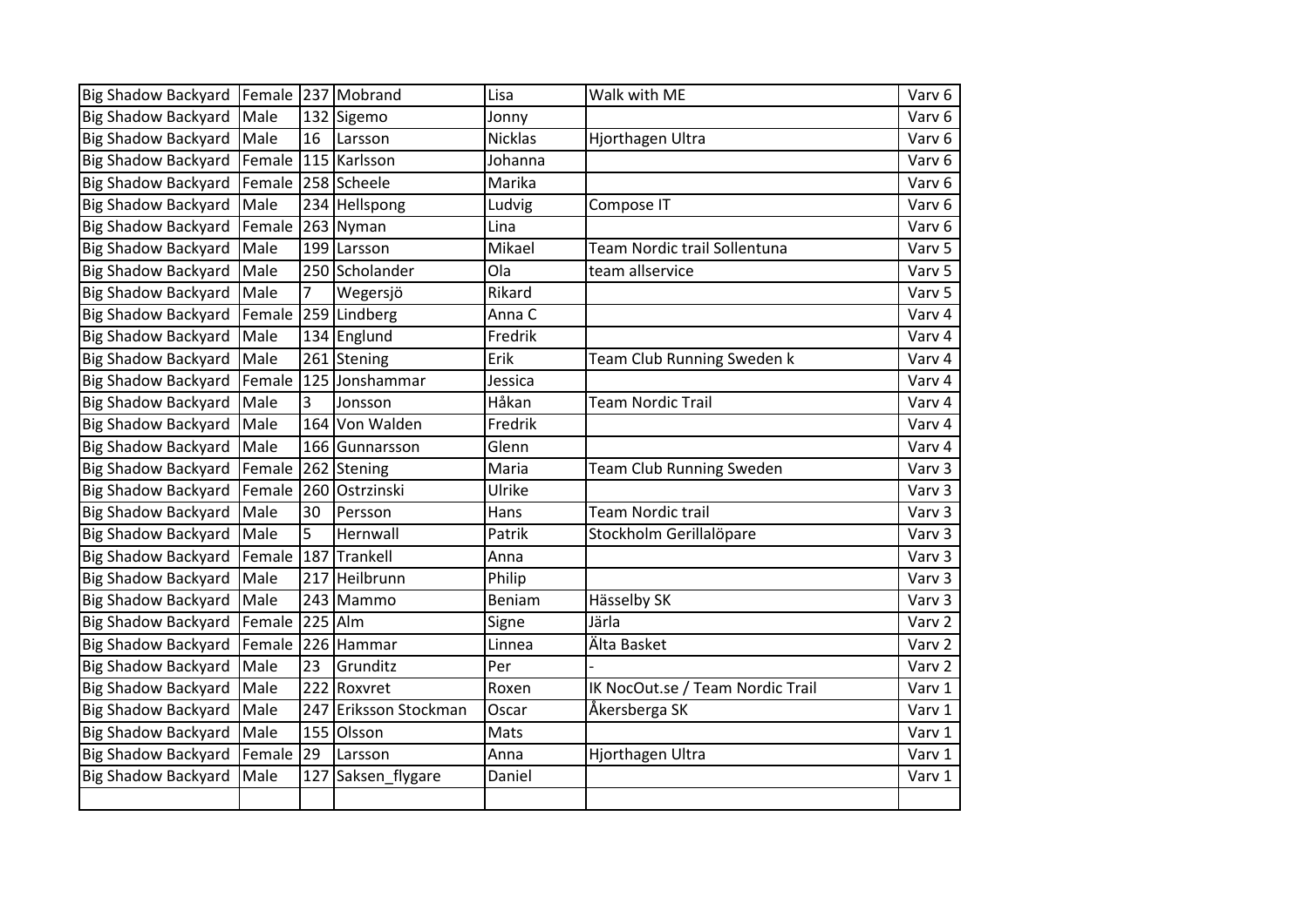| | | | | | | |
|---|---|---|---|---|---|---|
| Big Shadow Backyard | Female | 237 | Mobrand | Lisa | Walk with ME | Varv 6 |
| Big Shadow Backyard | Male | 132 | Sigemo | Jonny | | Varv 6 |
| Big Shadow Backyard | Male | 16 | Larsson | Nicklas | Hjorthagen Ultra | Varv 6 |
| Big Shadow Backyard | Female | 115 | Karlsson | Johanna | | Varv 6 |
| Big Shadow Backyard | Female | 258 | Scheele | Marika | | Varv 6 |
| Big Shadow Backyard | Male | 234 | Hellspong | Ludvig | Compose IT | Varv 6 |
| Big Shadow Backyard | Female | 263 | Nyman | Lina | | Varv 6 |
| Big Shadow Backyard | Male | 199 | Larsson | Mikael | Team Nordic trail Sollentuna | Varv 5 |
| Big Shadow Backyard | Male | 250 | Scholander | Ola | team allservice | Varv 5 |
| Big Shadow Backyard | Male | 7 | Wegersjö | Rikard | | Varv 5 |
| Big Shadow Backyard | Female | 259 | Lindberg | Anna C | | Varv 4 |
| Big Shadow Backyard | Male | 134 | Englund | Fredrik | | Varv 4 |
| Big Shadow Backyard | Male | 261 | Stening | Erik | Team Club Running Sweden k | Varv 4 |
| Big Shadow Backyard | Female | 125 | Jonshammar | Jessica | | Varv 4 |
| Big Shadow Backyard | Male | 3 | Jonsson | Håkan | Team Nordic Trail | Varv 4 |
| Big Shadow Backyard | Male | 164 | Von Walden | Fredrik | | Varv 4 |
| Big Shadow Backyard | Male | 166 | Gunnarsson | Glenn | | Varv 4 |
| Big Shadow Backyard | Female | 262 | Stening | Maria | Team Club Running Sweden | Varv 3 |
| Big Shadow Backyard | Female | 260 | Ostrzinski | Ulrike | | Varv 3 |
| Big Shadow Backyard | Male | 30 | Persson | Hans | Team Nordic trail | Varv 3 |
| Big Shadow Backyard | Male | 5 | Hernwall | Patrik | Stockholm Gerillalöpare | Varv 3 |
| Big Shadow Backyard | Female | 187 | Trankell | Anna | | Varv 3 |
| Big Shadow Backyard | Male | 217 | Heilbrunn | Philip | | Varv 3 |
| Big Shadow Backyard | Male | 243 | Mammo | Beniam | Hässelby SK | Varv 3 |
| Big Shadow Backyard | Female | 225 | Alm | Signe | Järla | Varv 2 |
| Big Shadow Backyard | Female | 226 | Hammar | Linnea | Älta Basket | Varv 2 |
| Big Shadow Backyard | Male | 23 | Grunditz | Per | - | Varv 2 |
| Big Shadow Backyard | Male | 222 | Roxvret | Roxen | IK NocOut.se / Team Nordic Trail | Varv 1 |
| Big Shadow Backyard | Male | 247 | Eriksson Stockman | Oscar | Åkersberga SK | Varv 1 |
| Big Shadow Backyard | Male | 155 | Olsson | Mats | | Varv 1 |
| Big Shadow Backyard | Female | 29 | Larsson | Anna | Hjorthagen Ultra | Varv 1 |
| Big Shadow Backyard | Male | 127 | Saksen_flygare | Daniel | | Varv 1 |
| | | | | | | |